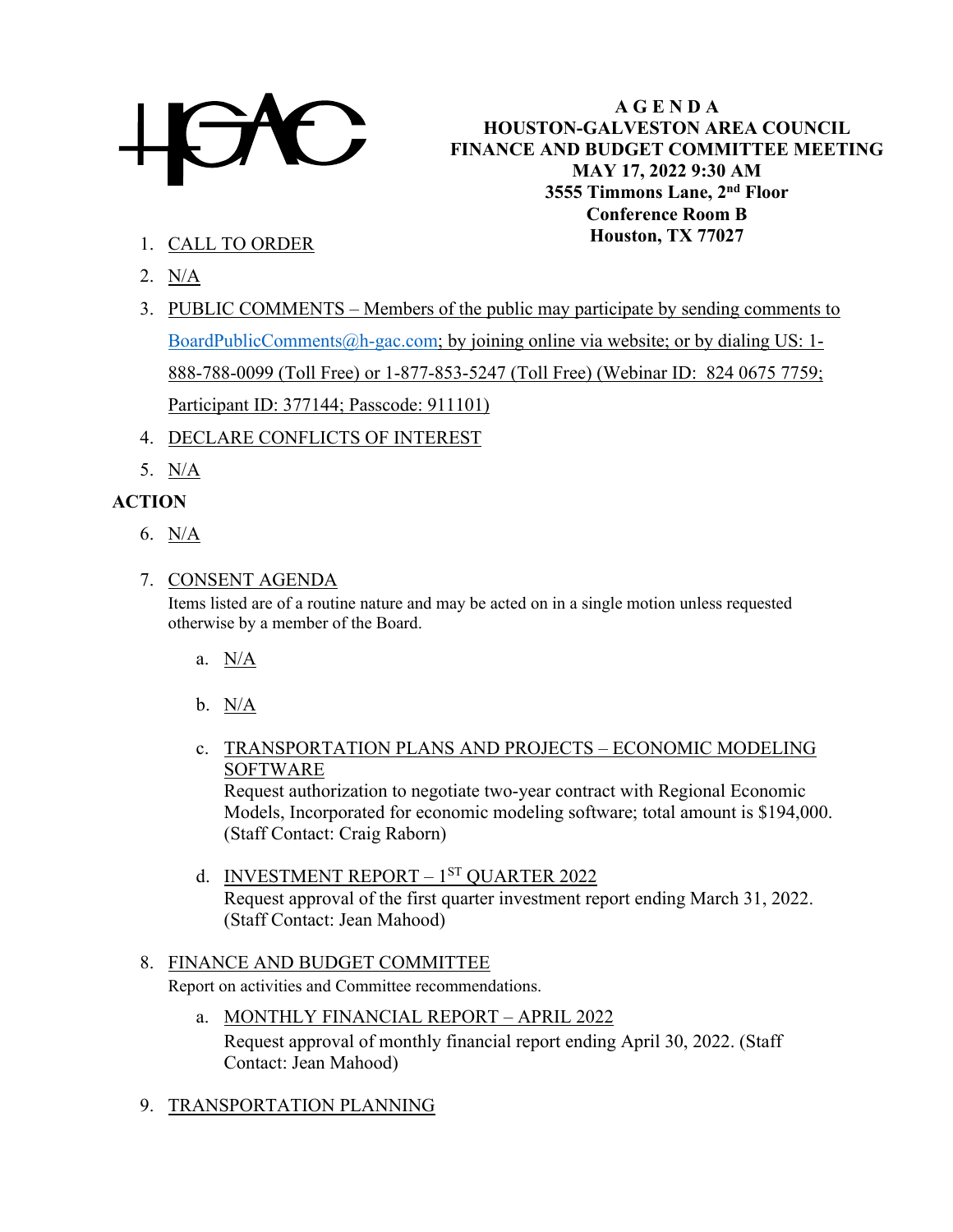# A G E N D A
## HOUSTON-GALVESTON AREA COUNCIL
## FINANCE AND BUDGET COMMITTEE MEETING
**MAY 17, 2022 9:30 AM**
**3555 Timmons Lane, 2nd Floor**
**Conference Room B**
**Houston, TX 77027**

1. CALL TO ORDER
2. N/A
3. PUBLIC COMMENTS – Members of the public may participate by sending comments to BoardPublicComments@h-gac.com; by joining online via website; or by dialing US: 1-888-788-0099 (Toll Free) or 1-877-853-5247 (Toll Free) (Webinar ID: 824 0675 7759; Participant ID: 377144; Passcode: 911101)
4. DECLARE CONFLICTS OF INTEREST
5. N/A

**ACTION**

6. N/A
7. CONSENT AGENDA
   Items listed are of a routine nature and may be acted on in a single motion unless requested otherwise by a member of the Board.
   a. N/A
   b. N/A
   c. TRANSPORTATION PLANS AND PROJECTS – ECONOMIC MODELING SOFTWARE
      Request authorization to negotiate two-year contract with Regional Economic Models, Incorporated for economic modeling software; total amount is $194,000. (Staff Contact: Craig Raborn)
   d. INVESTMENT REPORT – 1ST QUARTER 2022
      Request approval of the first quarter investment report ending March 31, 2022. (Staff Contact: Jean Mahood)
8. FINANCE AND BUDGET COMMITTEE
   Report on activities and Committee recommendations.
   a. MONTHLY FINANCIAL REPORT – APRIL 2022
      Request approval of monthly financial report ending April 30, 2022. (Staff Contact: Jean Mahood)
9. TRANSPORTATION PLANNING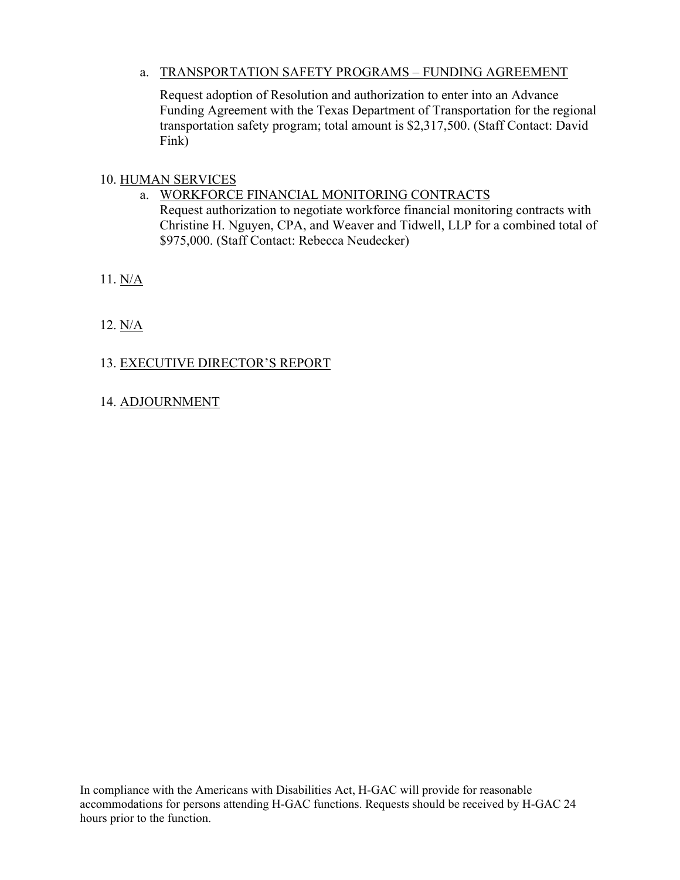a. TRANSPORTATION SAFETY PROGRAMS – FUNDING AGREEMENT

   Request adoption of Resolution and authorization to enter into an Advance Funding Agreement with the Texas Department of Transportation for the regional transportation safety program; total amount is $2,317,500. (Staff Contact: David Fink)

10. HUMAN SERVICES

    a. WORKFORCE FINANCIAL MONITORING CONTRACTS

       Request authorization to negotiate workforce financial monitoring contracts with Christine H. Nguyen, CPA, and Weaver and Tidwell, LLP for a combined total of $975,000. (Staff Contact: Rebecca Neudecker)

11. N/A

12. N/A

13. EXECUTIVE DIRECTOR'S REPORT

14. ADJOURNMENT

In compliance with the Americans with Disabilities Act, H-GAC will provide for reasonable accommodations for persons attending H-GAC functions. Requests should be received by H-GAC 24 hours prior to the function.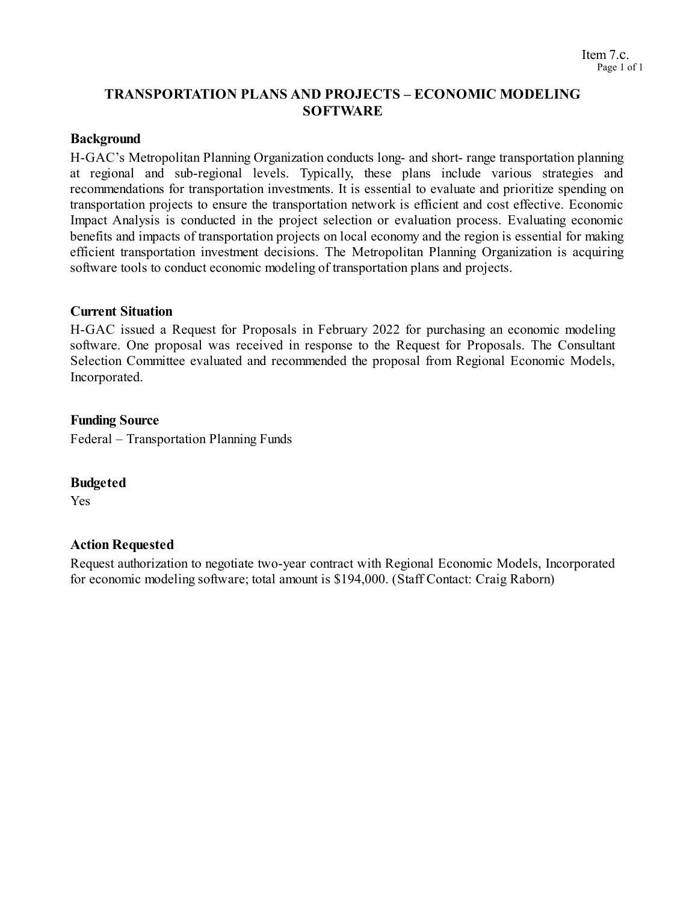Item 7.c.

# TRANSPORTATION PLANS AND PROJECTS – ECONOMIC MODELING SOFTWARE

## Background

H-GAC's Metropolitan Planning Organization conducts long- and short- range transportation planning at regional and sub-regional levels. Typically, these plans include various strategies and recommendations for transportation investments. It is essential to evaluate and prioritize spending on transportation projects to ensure the transportation network is efficient and cost effective. Economic Impact Analysis is conducted in the project selection or evaluation process. Evaluating economic benefits and impacts of transportation projects on local economy and the region is essential for making efficient transportation investment decisions. The Metropolitan Planning Organization is acquiring software tools to conduct economic modeling of transportation plans and projects.

## Current Situation

H-GAC issued a Request for Proposals in February 2022 for purchasing an economic modeling software. One proposal was received in response to the Request for Proposals. The Consultant Selection Committee evaluated and recommended the proposal from Regional Economic Models, Incorporated.

## Funding Source

Federal – Transportation Planning Funds

## Budgeted

Yes

## Action Requested

Request authorization to negotiate two-year contract with Regional Economic Models, Incorporated for economic modeling software; total amount is $194,000. (Staff Contact: Craig Raborn)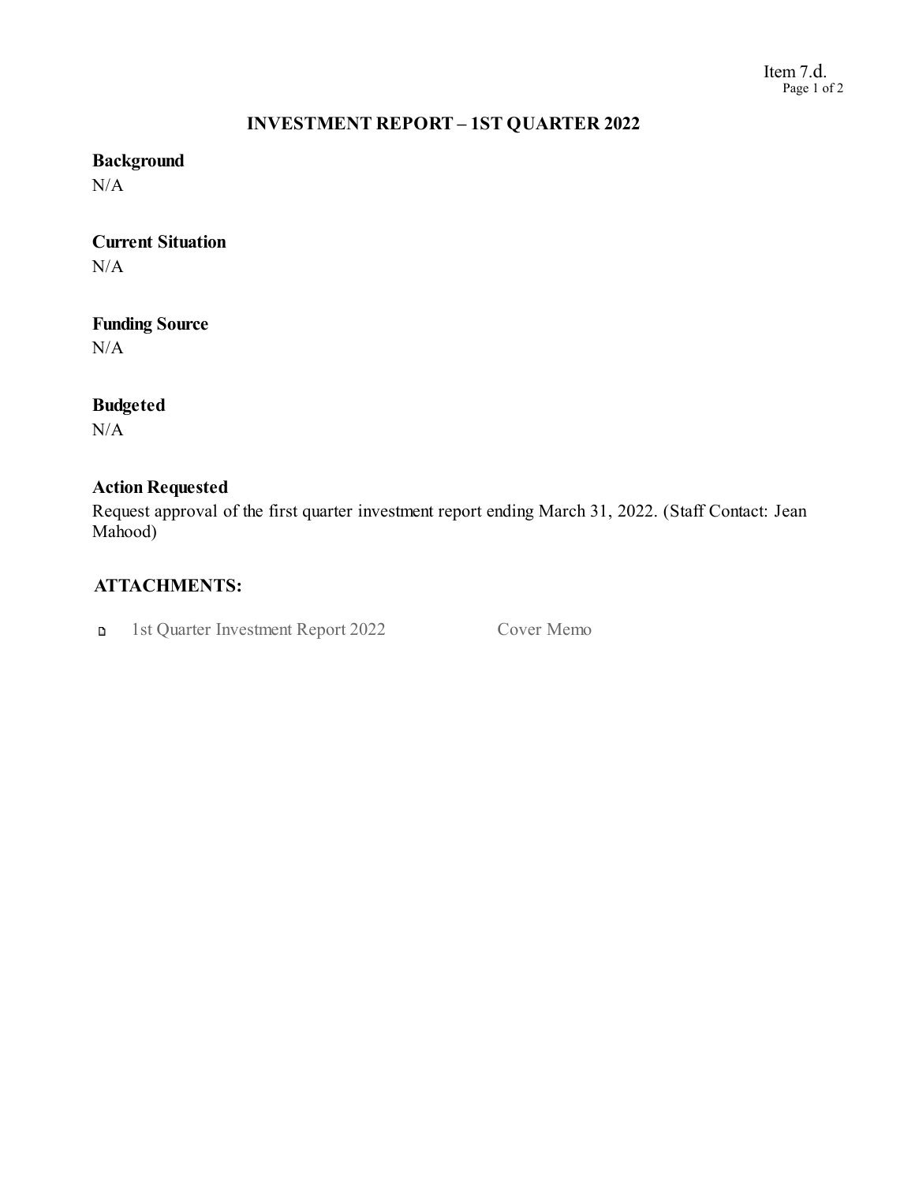Item 7.d.

# INVESTMENT REPORT – 1ST QUARTER 2022

**Background**
N/A

**Current Situation**
N/A

**Funding Source**
N/A

**Budgeted**
N/A

**Action Requested**
Request approval of the first quarter investment report ending March 31, 2022. (Staff Contact: Jean Mahood)

**ATTACHMENTS:**

- 1st Quarter Investment Report 2022 — Cover Memo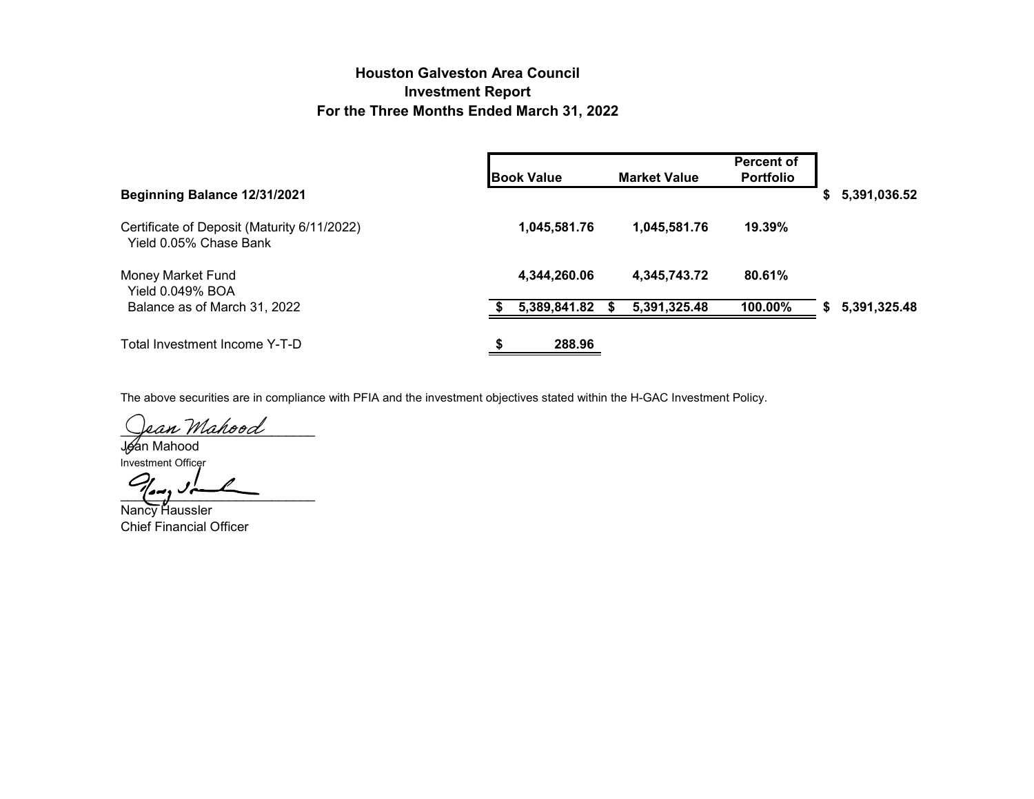# Houston Galveston Area Council
## Investment Report
### For the Three Months Ended March 31, 2022

| | Book Value | Market Value | Percent of Portfolio | |
|---|---|---|---|---|
| **Beginning Balance 12/31/2021** | | | | $ 5,391,036.52 |
| Certificate of Deposit (Maturity 6/11/2022) Yield 0.05% Chase Bank | 1,045,581.76 | 1,045,581.76 | 19.39% | |
| Money Market Fund Yield 0.049% BOA | 4,344,260.06 | 4,345,743.72 | 80.61% | |
| Balance as of March 31, 2022 | $ 5,389,841.82 | $ 5,391,325.48 | 100.00% | $ 5,391,325.48 |
| Total Investment Income Y-T-D | $ 288.96 | | | |

The above securities are in compliance with PFIA and the investment objectives stated within the H-GAC Investment Policy.

Jean Mahood
Jean Mahood
Investment Officer

Nancy Haussler
Chief Financial Officer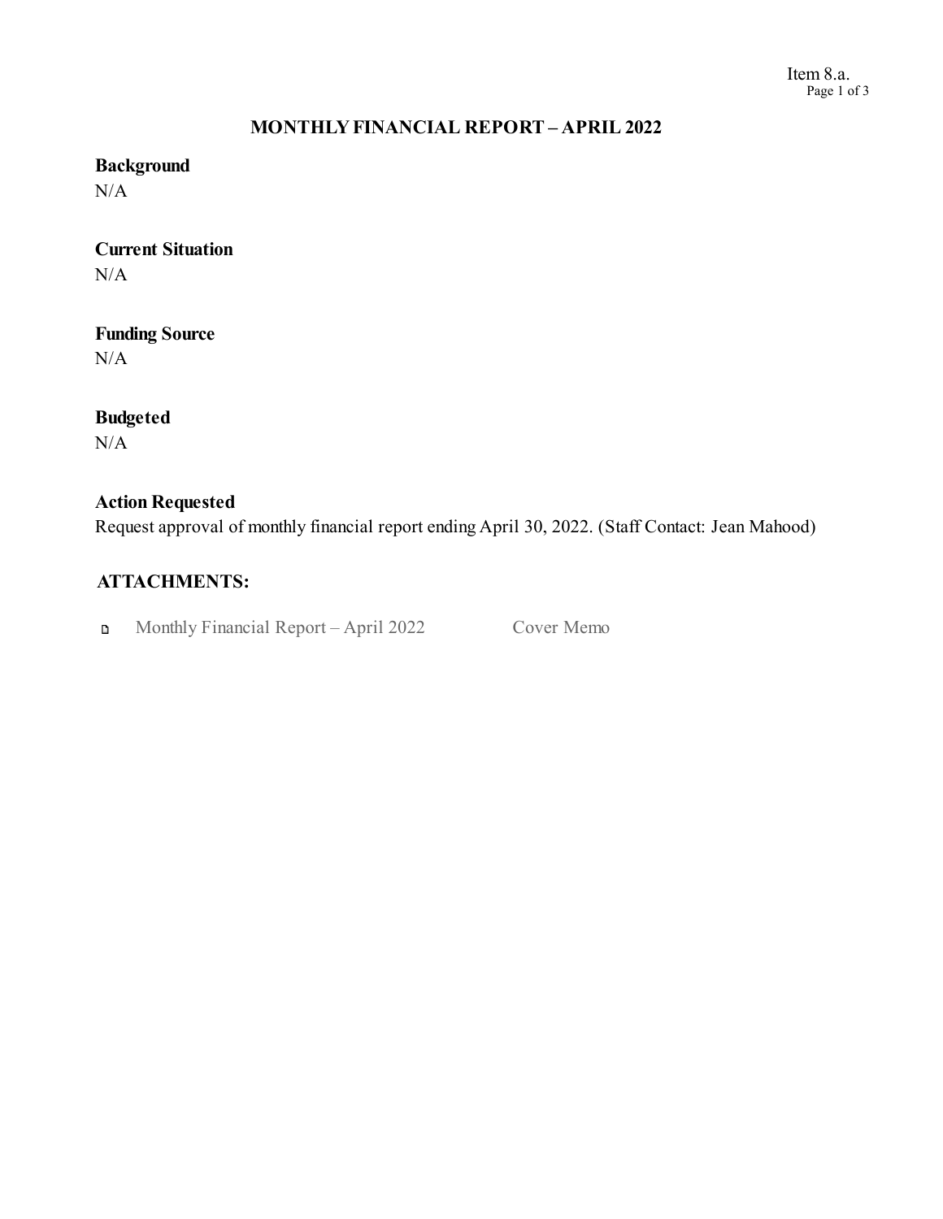Item 8.a.

# MONTHLY FINANCIAL REPORT – APRIL 2022

**Background**
N/A

**Current Situation**
N/A

**Funding Source**
N/A

**Budgeted**
N/A

**Action Requested**
Request approval of monthly financial report ending April 30, 2022. (Staff Contact: Jean Mahood)

**ATTACHMENTS:**

| | | |
|---|---|---|
| 🗋 | Monthly Financial Report – April 2022 | Cover Memo |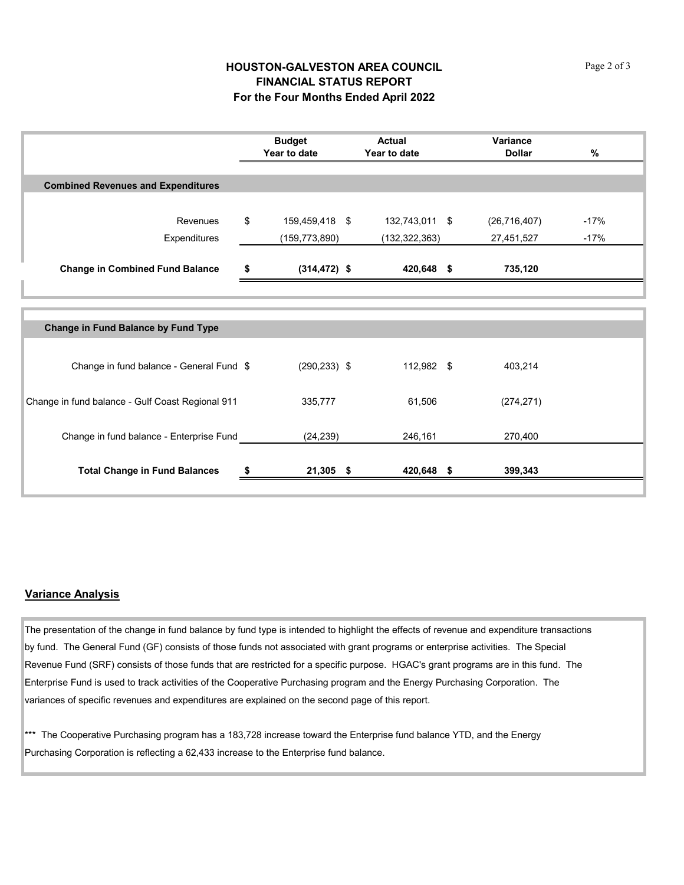# HOUSTON-GALVESTON AREA COUNCIL
## FINANCIAL STATUS REPORT
### For the Four Months Ended April 2022

| | Budget Year to date | Actual Year to date | Variance Dollar | % |
|---|---|---|---|---|
| **Combined Revenues and Expenditures** | | | | |
| Revenues | $ 159,459,418 | $ 132,743,011 | $ (26,716,407) | -17% |
| Expenditures | (159,773,890) | (132,322,363) | 27,451,527 | -17% |
| **Change in Combined Fund Balance** | **$ (314,472)** | **$ 420,648** | **$ 735,120** | |

| | Budget Year to date | Actual Year to date | Variance Dollar |
|---|---|---|---|
| **Change in Fund Balance by Fund Type** | | | |
| Change in fund balance - General Fund | $ (290,233) | $ 112,982 | $ 403,214 |
| Change in fund balance - Gulf Coast Regional 911 | 335,777 | 61,506 | (274,271) |
| Change in fund balance - Enterprise Fund | (24,239) | 246,161 | 270,400 |
| **Total Change in Fund Balances** | **$ 21,305** | **$ 420,648** | **$ 399,343** |

## Variance Analysis

The presentation of the change in fund balance by fund type is intended to highlight the effects of revenue and expenditure transactions by fund. The General Fund (GF) consists of those funds not associated with grant programs or enterprise activities. The Special Revenue Fund (SRF) consists of those funds that are restricted for a specific purpose. HGAC's grant programs are in this fund. The Enterprise Fund is used to track activities of the Cooperative Purchasing program and the Energy Purchasing Corporation. The variances of specific revenues and expenditures are explained on the second page of this report.

*** The Cooperative Purchasing program has a 183,728 increase toward the Enterprise fund balance YTD, and the Energy Purchasing Corporation is reflecting a 62,433 increase to the Enterprise fund balance.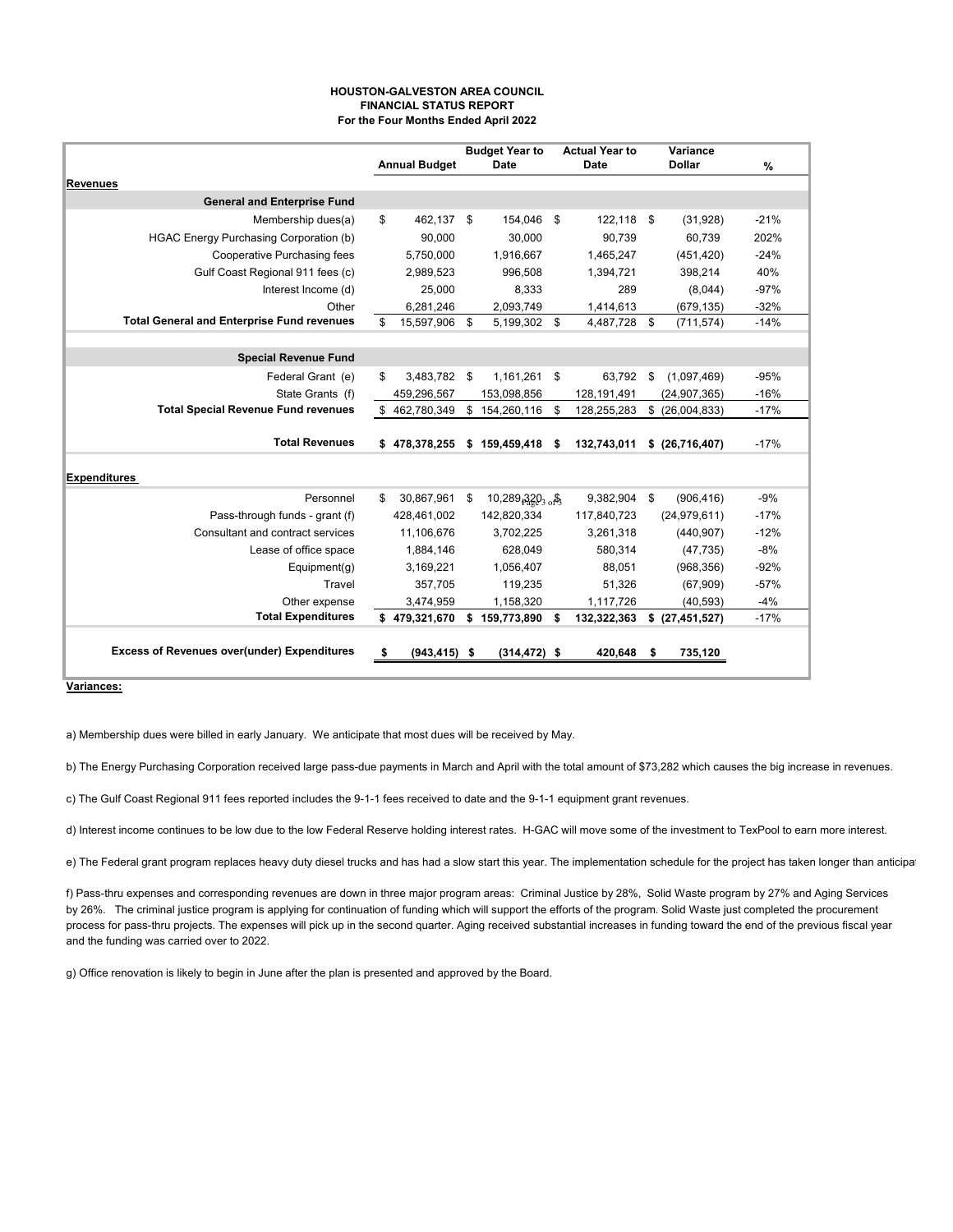# HOUSTON-GALVESTON AREA COUNCIL
## FINANCIAL STATUS REPORT
### For the Four Months Ended April 2022

| | Annual Budget | Budget Year to Date | Actual Year to Date | Variance Dollar | % |
|---|---|---|---|---|---|
| **Revenues** | | | | | |
| **General and Enterprise Fund** | | | | | |
| Membership dues(a) | $ 462,137 | $ 154,046 | $ 122,118 | $ (31,928) | -21% |
| HGAC Energy Purchasing Corporation (b) | 90,000 | 30,000 | 90,739 | 60,739 | 202% |
| Cooperative Purchasing fees | 5,750,000 | 1,916,667 | 1,465,247 | (451,420) | -24% |
| Gulf Coast Regional 911 fees (c) | 2,989,523 | 996,508 | 1,394,721 | 398,214 | 40% |
| Interest Income (d) | 25,000 | 8,333 | 289 | (8,044) | -97% |
| Other | 6,281,246 | 2,093,749 | 1,414,613 | (679,135) | -32% |
| **Total General and Enterprise Fund revenues** | $ 15,597,906 | $ 5,199,302 | $ 4,487,728 | $ (711,574) | -14% |
| **Special Revenue Fund** | | | | | |
| Federal Grant (e) | $ 3,483,782 | $ 1,161,261 | $ 63,792 | $ (1,097,469) | -95% |
| State Grants (f) | 459,296,567 | 153,098,856 | 128,191,491 | (24,907,365) | -16% |
| **Total Special Revenue Fund revenues** | $ 462,780,349 | $ 154,260,116 | $ 128,255,283 | $ (26,004,833) | -17% |
| **Total Revenues** | **$ 478,378,255** | **$ 159,459,418** | **$ 132,743,011** | **$ (26,716,407)** | -17% |
| **Expenditures** | | | | | |
| Personnel | $ 30,867,961 | $ 10,289,320 | $ 9,382,904 | $ (906,416) | -9% |
| Pass-through funds - grant (f) | 428,461,002 | 142,820,334 | 117,840,723 | (24,979,611) | -17% |
| Consultant and contract services | 11,106,676 | 3,702,225 | 3,261,318 | (440,907) | -12% |
| Lease of office space | 1,884,146 | 628,049 | 580,314 | (47,735) | -8% |
| Equipment(g) | 3,169,221 | 1,056,407 | 88,051 | (968,356) | -92% |
| Travel | 357,705 | 119,235 | 51,326 | (67,909) | -57% |
| Other expense | 3,474,959 | 1,158,320 | 1,117,726 | (40,593) | -4% |
| **Total Expenditures** | **$ 479,321,670** | **$ 159,773,890** | **$ 132,322,363** | **$ (27,451,527)** | -17% |
| **Excess of Revenues over(under) Expenditures** | **$ (943,415)** | **$ (314,472)** | **$ 420,648** | **$ 735,120** | |

**Variances:**

a) Membership dues were billed in early January. We anticipate that most dues will be received by May.

b) The Energy Purchasing Corporation received large pass-due payments in March and April with the total amount of $73,282 which causes the big increase in revenues.

c) The Gulf Coast Regional 911 fees reported includes the 9-1-1 fees received to date and the 9-1-1 equipment grant revenues.

d) Interest income continues to be low due to the low Federal Reserve holding interest rates. H-GAC will move some of the investment to TexPool to earn more interest.

e) The Federal grant program replaces heavy duty diesel trucks and has had a slow start this year. The implementation schedule for the project has taken longer than anticipa

f) Pass-thru expenses and corresponding revenues are down in three major program areas: Criminal Justice by 28%, Solid Waste program by 27% and Aging Services by 26%. The criminal justice program is applying for continuation of funding which will support the efforts of the program. Solid Waste just completed the procurement process for pass-thru projects. The expenses will pick up in the second quarter. Aging received substantial increases in funding toward the end of the previous fiscal year and the funding was carried over to 2022.

g) Office renovation is likely to begin in June after the plan is presented and approved by the Board.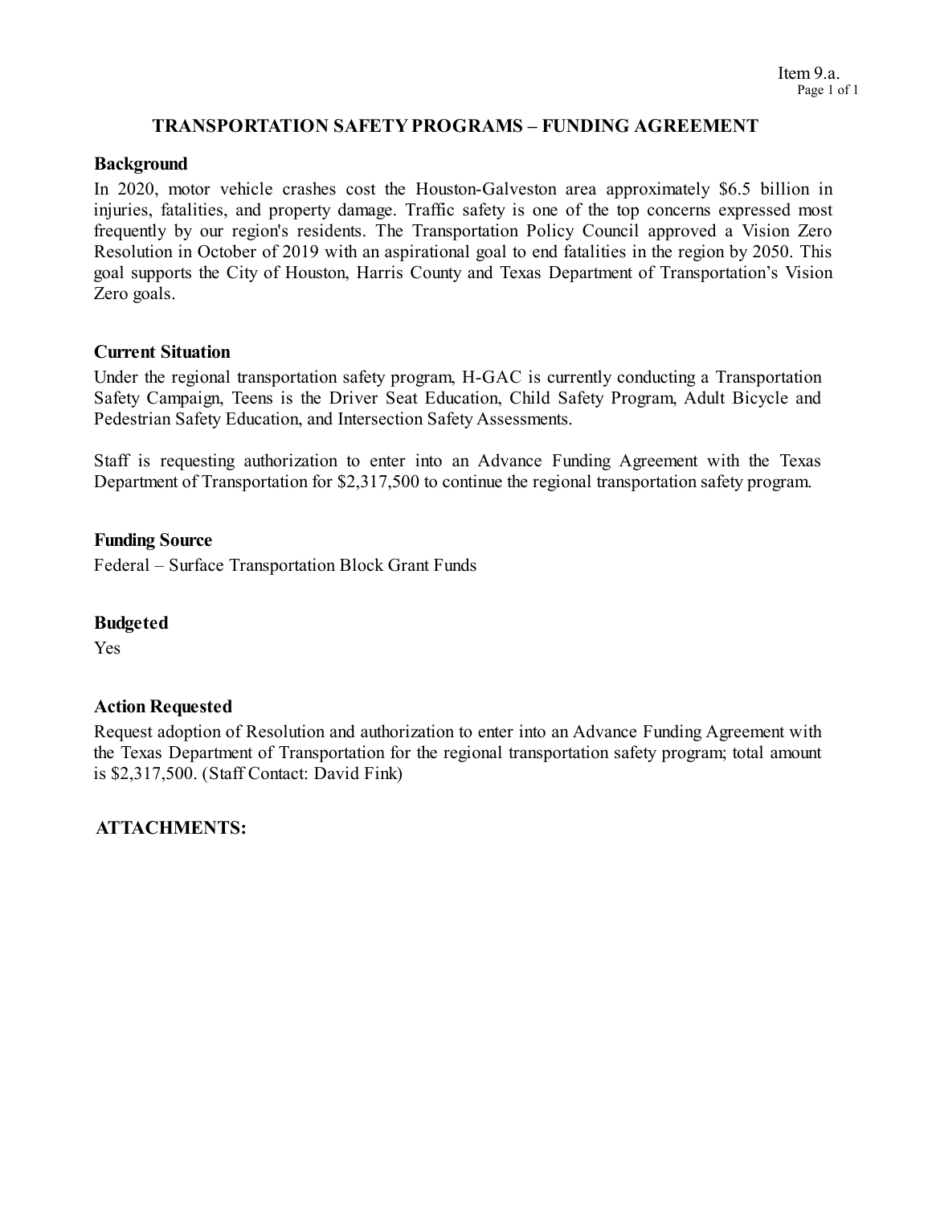Item 9.a.

# TRANSPORTATION SAFETY PROGRAMS – FUNDING AGREEMENT

**Background**

In 2020, motor vehicle crashes cost the Houston-Galveston area approximately $6.5 billion in injuries, fatalities, and property damage. Traffic safety is one of the top concerns expressed most frequently by our region's residents. The Transportation Policy Council approved a Vision Zero Resolution in October of 2019 with an aspirational goal to end fatalities in the region by 2050. This goal supports the City of Houston, Harris County and Texas Department of Transportation's Vision Zero goals.

**Current Situation**

Under the regional transportation safety program, H-GAC is currently conducting a Transportation Safety Campaign, Teens is the Driver Seat Education, Child Safety Program, Adult Bicycle and Pedestrian Safety Education, and Intersection Safety Assessments.

Staff is requesting authorization to enter into an Advance Funding Agreement with the Texas Department of Transportation for $2,317,500 to continue the regional transportation safety program.

**Funding Source**

Federal – Surface Transportation Block Grant Funds

**Budgeted**

Yes

**Action Requested**

Request adoption of Resolution and authorization to enter into an Advance Funding Agreement with the Texas Department of Transportation for the regional transportation safety program; total amount is $2,317,500. (Staff Contact: David Fink)

**ATTACHMENTS:**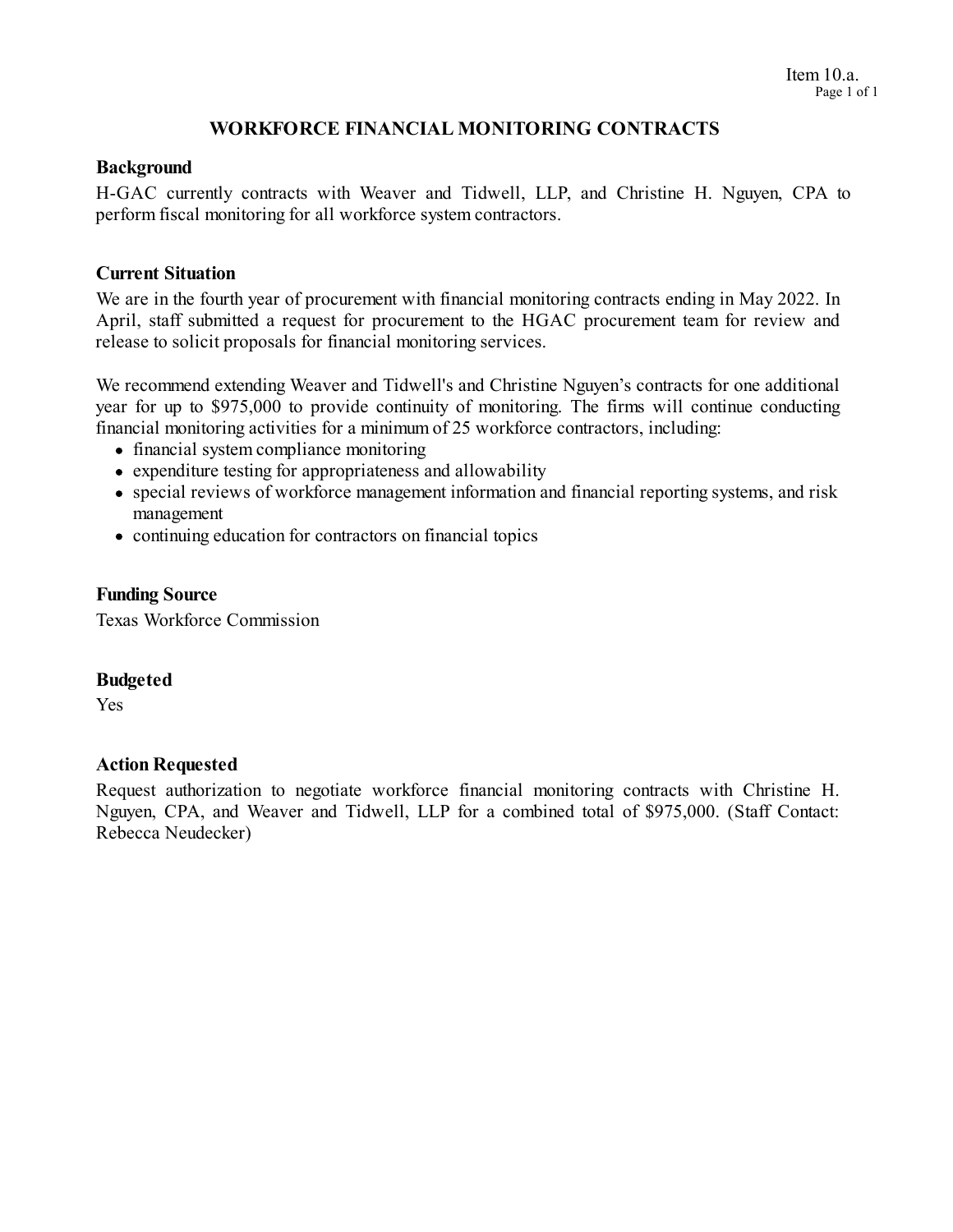Item 10.a.

# WORKFORCE FINANCIAL MONITORING CONTRACTS

## Background

H-GAC currently contracts with Weaver and Tidwell, LLP, and Christine H. Nguyen, CPA to perform fiscal monitoring for all workforce system contractors.

## Current Situation

We are in the fourth year of procurement with financial monitoring contracts ending in May 2022. In April, staff submitted a request for procurement to the HGAC procurement team for review and release to solicit proposals for financial monitoring services.

We recommend extending Weaver and Tidwell's and Christine Nguyen's contracts for one additional year for up to $975,000 to provide continuity of monitoring. The firms will continue conducting financial monitoring activities for a minimum of 25 workforce contractors, including:

- financial system compliance monitoring
- expenditure testing for appropriateness and allowability
- special reviews of workforce management information and financial reporting systems, and risk management
- continuing education for contractors on financial topics

## Funding Source

Texas Workforce Commission

## Budgeted

Yes

## Action Requested

Request authorization to negotiate workforce financial monitoring contracts with Christine H. Nguyen, CPA, and Weaver and Tidwell, LLP for a combined total of $975,000. (Staff Contact: Rebecca Neudecker)